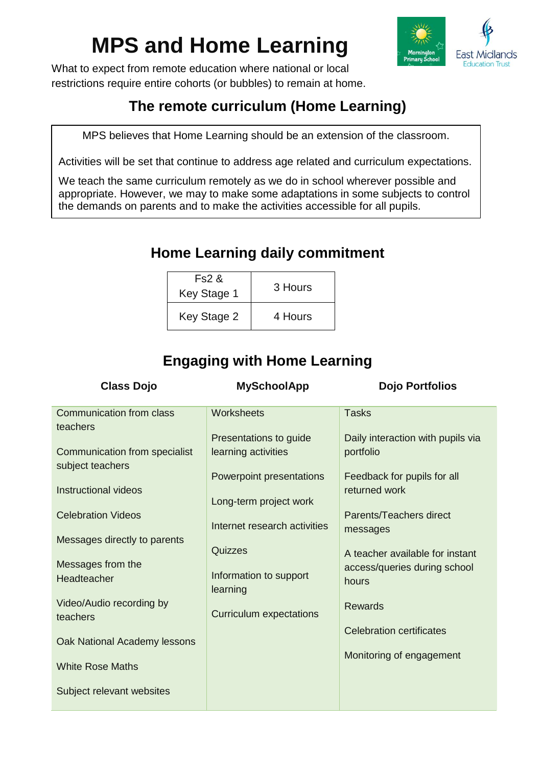# MPS and Home Learning

What to expect from remote education where national or local restrictions require entire cohorts (or bubbles) to remain at home.

## The remote curriculum (Home Learning)

MPS believes that Home Learning should be an extension of the classroom.

Activities will be set that continue to address age related and curriculum expectations.

We teach the same curriculum remotely as we do in school wherever possible and appropriate. However, we may to make some adaptations in some subjects to control the demands on parents and to make the activities accessible for all pupils.

## Home Learning daily commitment

| Fs2 & Key Stage 1 | 3 Hours |
|---|---|
| Key Stage 2 | 4 Hours |

## Engaging with Home Learning

| Class Dojo | MySchoolApp | Dojo Portfolios |
|---|---|---|
| Communication from class teachers | Worksheets | Tasks |
| Communication from specialist subject teachers | Presentations to guide learning activities | Daily interaction with pupils via portfolio |
| Instructional videos | Powerpoint presentations | Feedback for pupils for all returned work |
| Celebration Videos | Long-term project work | Parents/Teachers direct messages |
| Messages directly to parents | Internet research activities | A teacher available for instant access/queries during school hours |
| Messages from the Headteacher | Quizzes | Rewards |
| Video/Audio recording by teachers | Information to support learning | Celebration certificates |
| Oak National Academy lessons | Curriculum expectations | Monitoring of engagement |
| White Rose Maths | | |
| Subject relevant websites | | |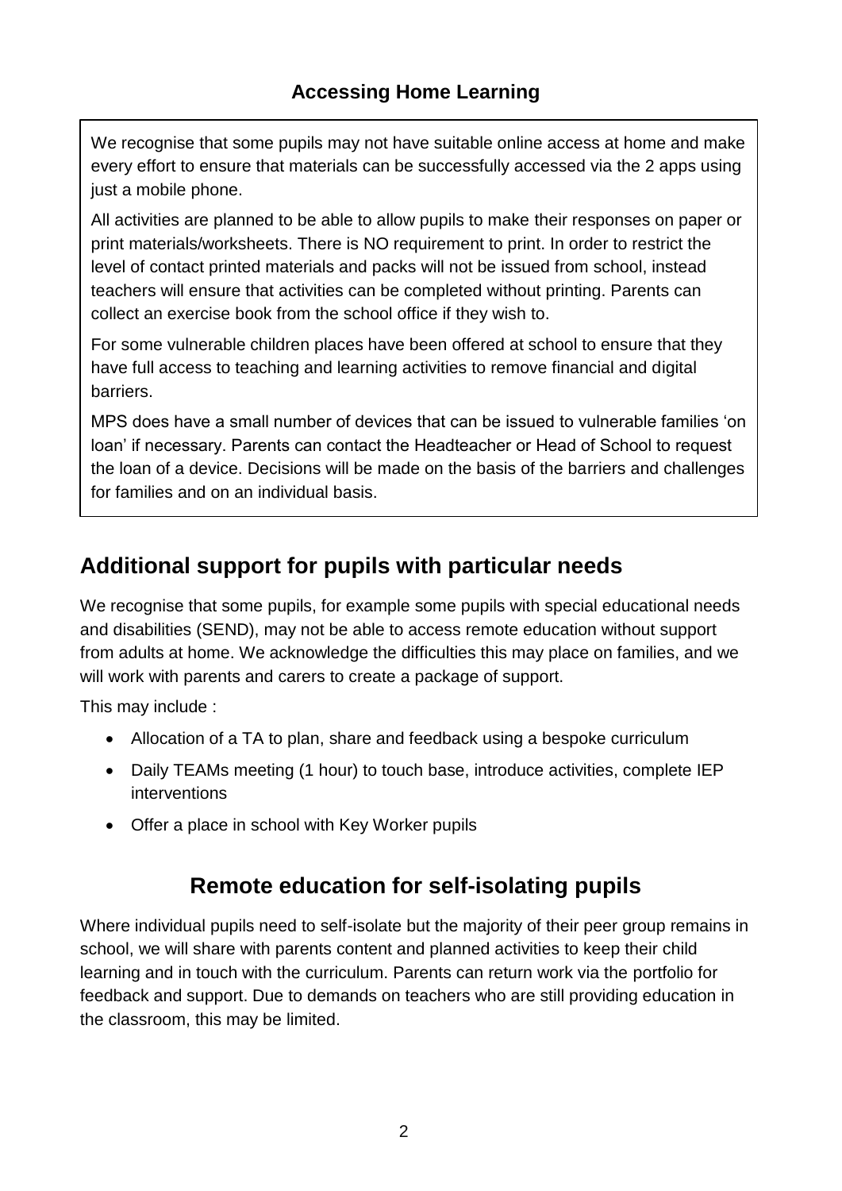### Accessing Home Learning

We recognise that some pupils may not have suitable online access at home and make every effort to ensure that materials can be successfully accessed via the 2 apps using just a mobile phone.

All activities are planned to be able to allow pupils to make their responses on paper or print materials/worksheets. There is NO requirement to print. In order to restrict the level of contact printed materials and packs will not be issued from school, instead teachers will ensure that activities can be completed without printing. Parents can collect an exercise book from the school office if they wish to.

For some vulnerable children places have been offered at school to ensure that they have full access to teaching and learning activities to remove financial and digital barriers.

MPS does have a small number of devices that can be issued to vulnerable families 'on loan' if necessary. Parents can contact the Headteacher or Head of School to request the loan of a device. Decisions will be made on the basis of the barriers and challenges for families and on an individual basis.

## Additional support for pupils with particular needs

We recognise that some pupils, for example some pupils with special educational needs and disabilities (SEND), may not be able to access remote education without support from adults at home. We acknowledge the difficulties this may place on families, and we will work with parents and carers to create a package of support.

This may include :

- Allocation of a TA to plan, share and feedback using a bespoke curriculum
- Daily TEAMs meeting (1 hour) to touch base, introduce activities, complete IEP interventions
- Offer a place in school with Key Worker pupils

## Remote education for self-isolating pupils

Where individual pupils need to self-isolate but the majority of their peer group remains in school, we will share with parents content and planned activities to keep their child learning and in touch with the curriculum. Parents can return work via the portfolio for feedback and support. Due to demands on teachers who are still providing education in the classroom, this may be limited.